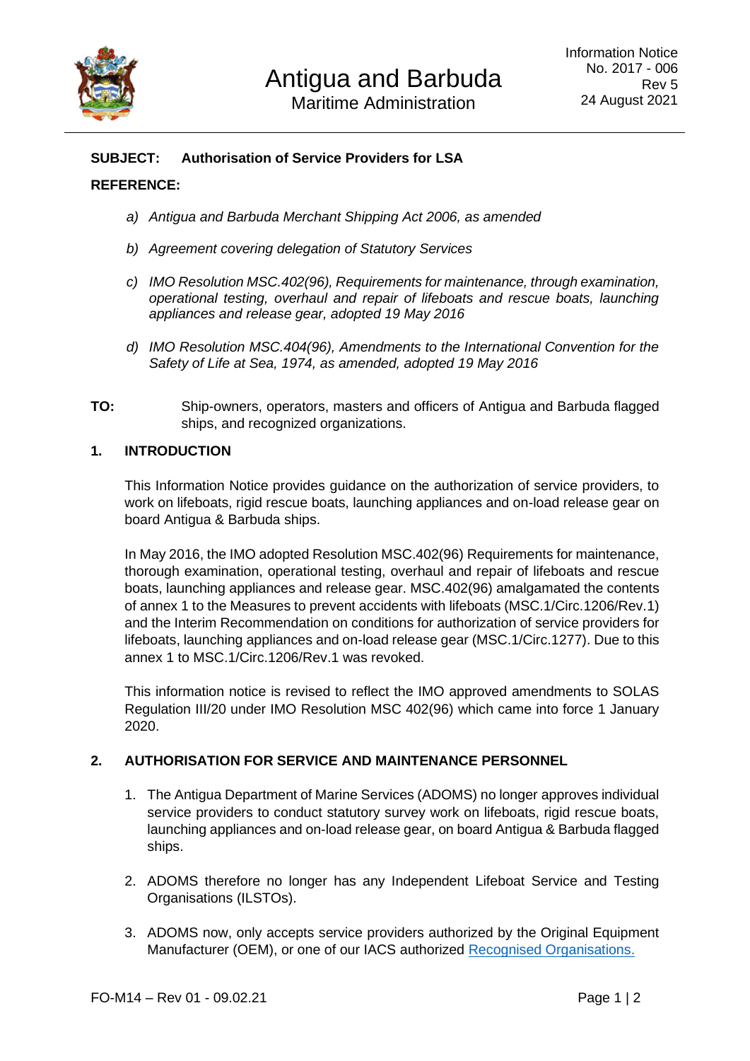# Antigua and Barbuda

## Maritime Administration

Information Notice
No. 2017 - 006
Rev 5
24 August 2021

**SUBJECT: Authorisation of Service Providers for LSA**

**REFERENCE:**

a) *Antigua and Barbuda Merchant Shipping Act 2006, as amended*

b) *Agreement covering delegation of Statutory Services*

c) *IMO Resolution MSC.402(96), Requirements for maintenance, through examination, operational testing, overhaul and repair of lifeboats and rescue boats, launching appliances and release gear, adopted 19 May 2016*

d) *IMO Resolution MSC.404(96), Amendments to the International Convention for the Safety of Life at Sea, 1974, as amended, adopted 19 May 2016*

**TO:** Ship-owners, operators, masters and officers of Antigua and Barbuda flagged ships, and recognized organizations.

## 1. INTRODUCTION

This Information Notice provides guidance on the authorization of service providers, to work on lifeboats, rigid rescue boats, launching appliances and on-load release gear on board Antigua & Barbuda ships.

In May 2016, the IMO adopted Resolution MSC.402(96) Requirements for maintenance, thorough examination, operational testing, overhaul and repair of lifeboats and rescue boats, launching appliances and release gear. MSC.402(96) amalgamated the contents of annex 1 to the Measures to prevent accidents with lifeboats (MSC.1/Circ.1206/Rev.1) and the Interim Recommendation on conditions for authorization of service providers for lifeboats, launching appliances and on-load release gear (MSC.1/Circ.1277). Due to this annex 1 to MSC.1/Circ.1206/Rev.1 was revoked.

This information notice is revised to reflect the IMO approved amendments to SOLAS Regulation III/20 under IMO Resolution MSC 402(96) which came into force 1 January 2020.

## 2. AUTHORISATION FOR SERVICE AND MAINTENANCE PERSONNEL

1. The Antigua Department of Marine Services (ADOMS) no longer approves individual service providers to conduct statutory survey work on lifeboats, rigid rescue boats, launching appliances and on-load release gear, on board Antigua & Barbuda flagged ships.

2. ADOMS therefore no longer has any Independent Lifeboat Service and Testing Organisations (ILSTOs).

3. ADOMS now, only accepts service providers authorized by the Original Equipment Manufacturer (OEM), or one of our IACS authorized Recognised Organisations.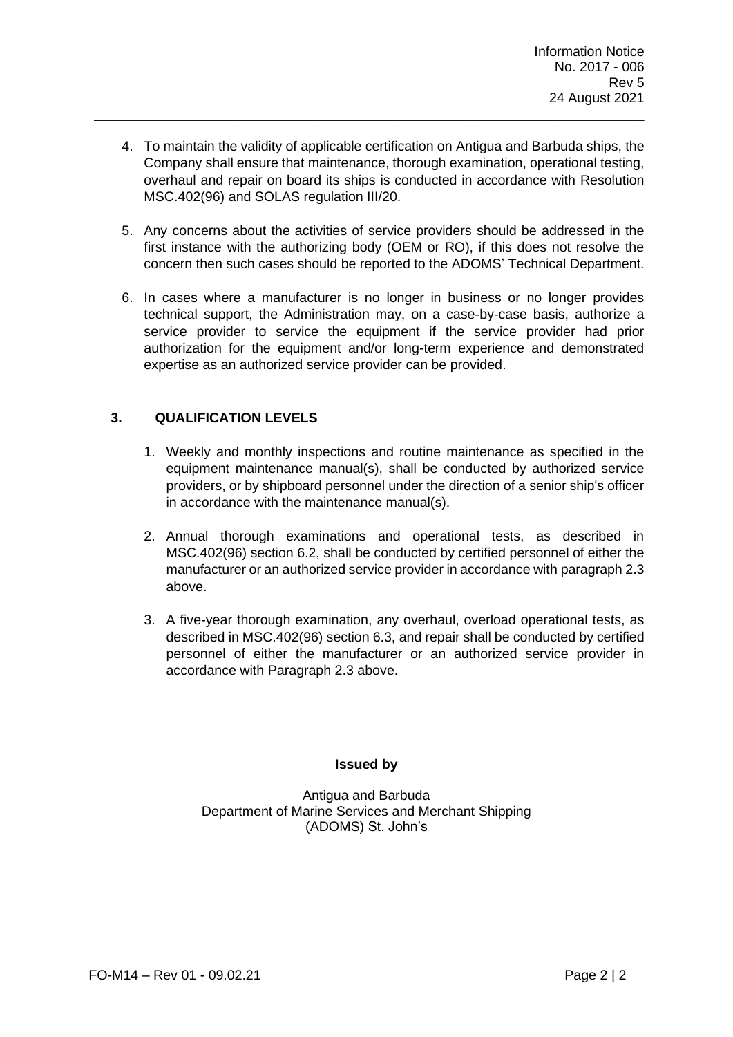4. To maintain the validity of applicable certification on Antigua and Barbuda ships, the Company shall ensure that maintenance, thorough examination, operational testing, overhaul and repair on board its ships is conducted in accordance with Resolution MSC.402(96) and SOLAS regulation III/20.

5. Any concerns about the activities of service providers should be addressed in the first instance with the authorizing body (OEM or RO), if this does not resolve the concern then such cases should be reported to the ADOMS' Technical Department.

6. In cases where a manufacturer is no longer in business or no longer provides technical support, the Administration may, on a case-by-case basis, authorize a service provider to service the equipment if the service provider had prior authorization for the equipment and/or long-term experience and demonstrated expertise as an authorized service provider can be provided.

## 3. QUALIFICATION LEVELS

1. Weekly and monthly inspections and routine maintenance as specified in the equipment maintenance manual(s), shall be conducted by authorized service providers, or by shipboard personnel under the direction of a senior ship's officer in accordance with the maintenance manual(s).

2. Annual thorough examinations and operational tests, as described in MSC.402(96) section 6.2, shall be conducted by certified personnel of either the manufacturer or an authorized service provider in accordance with paragraph 2.3 above.

3. A five-year thorough examination, any overhaul, overload operational tests, as described in MSC.402(96) section 6.3, and repair shall be conducted by certified personnel of either the manufacturer or an authorized service provider in accordance with Paragraph 2.3 above.

**Issued by**

Antigua and Barbuda
Department of Marine Services and Merchant Shipping
(ADOMS) St. John's